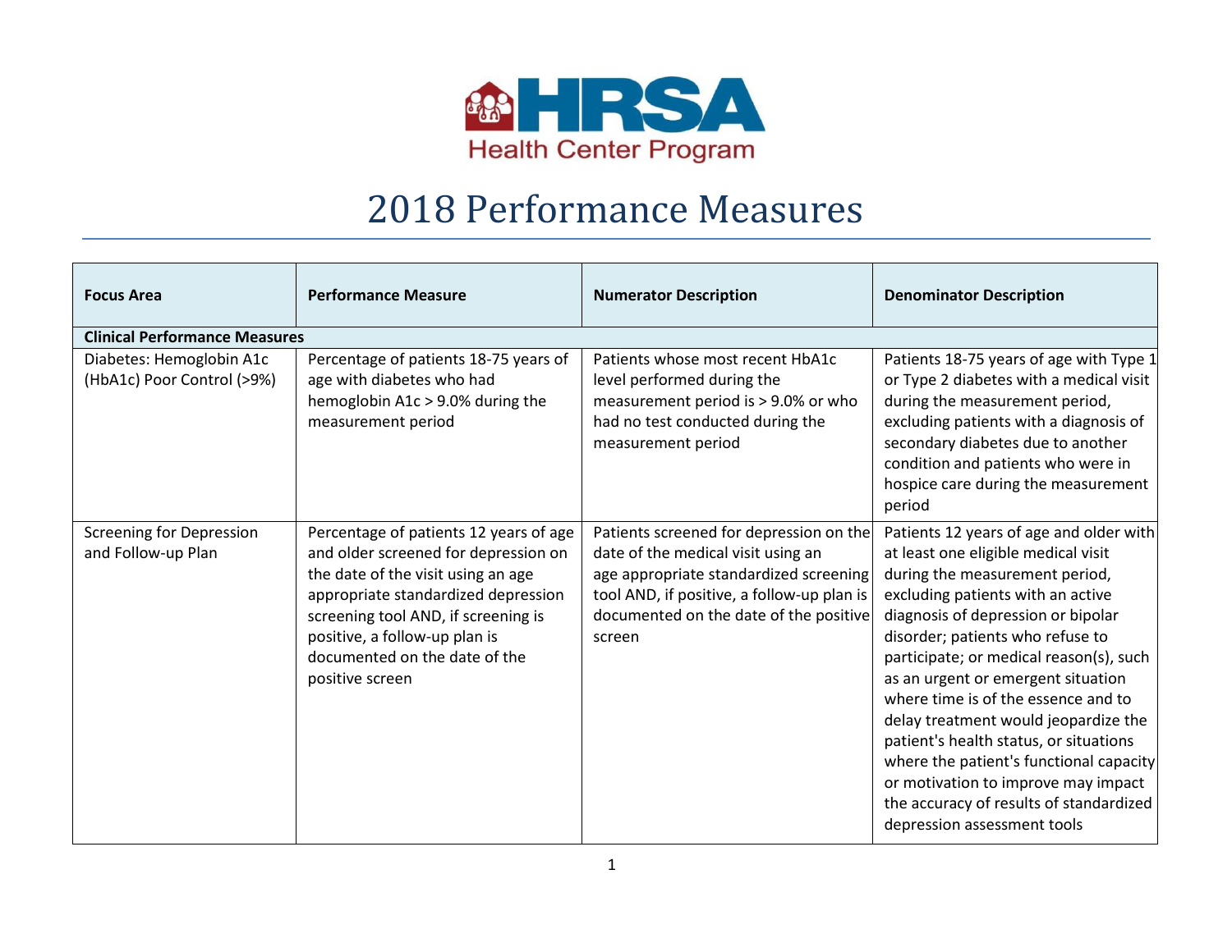HRSA Health Center Program

# 2018 Performance Measures

| Focus Area | Performance Measure | Numerator Description | Denominator Description |
|---|---|---|---|
| **Clinical Performance Measures** | | | |
| Diabetes: Hemoglobin A1c (HbA1c) Poor Control (>9%) | Percentage of patients 18-75 years of age with diabetes who had hemoglobin A1c > 9.0% during the measurement period | Patients whose most recent HbA1c level performed during the measurement period is > 9.0% or who had no test conducted during the measurement period | Patients 18-75 years of age with Type 1 or Type 2 diabetes with a medical visit during the measurement period, excluding patients with a diagnosis of secondary diabetes due to another condition and patients who were in hospice care during the measurement period |
| Screening for Depression and Follow-up Plan | Percentage of patients 12 years of age and older screened for depression on the date of the visit using an age appropriate standardized depression screening tool AND, if screening is positive, a follow-up plan is documented on the date of the positive screen | Patients screened for depression on the date of the medical visit using an age appropriate standardized screening tool AND, if positive, a follow-up plan is documented on the date of the positive screen | Patients 12 years of age and older with at least one eligible medical visit during the measurement period, excluding patients with an active diagnosis of depression or bipolar disorder; patients who refuse to participate; or medical reason(s), such as an urgent or emergent situation where time is of the essence and to delay treatment would jeopardize the patient's health status, or situations where the patient's functional capacity or motivation to improve may impact the accuracy of results of standardized depression assessment tools |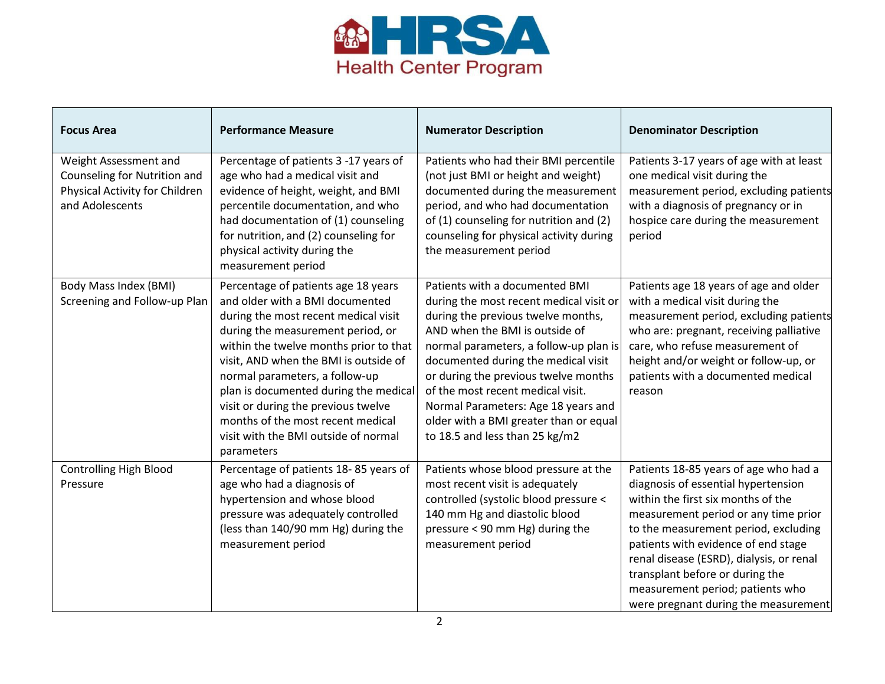| Focus Area | Performance Measure | Numerator Description | Denominator Description |
|---|---|---|---|
| Weight Assessment and Counseling for Nutrition and Physical Activity for Children and Adolescents | Percentage of patients 3 -17 years of age who had a medical visit and evidence of height, weight, and BMI percentile documentation, and who had documentation of (1) counseling for nutrition, and (2) counseling for physical activity during the measurement period | Patients who had their BMI percentile (not just BMI or height and weight) documented during the measurement period, and who had documentation of (1) counseling for nutrition and (2) counseling for physical activity during the measurement period | Patients 3-17 years of age with at least one medical visit during the measurement period, excluding patients with a diagnosis of pregnancy or in hospice care during the measurement period |
| Body Mass Index (BMI) Screening and Follow-up Plan | Percentage of patients age 18 years and older with a BMI documented during the most recent medical visit during the measurement period, or within the twelve months prior to that visit, AND when the BMI is outside of normal parameters, a follow-up plan is documented during the medical visit or during the previous twelve months of the most recent medical visit with the BMI outside of normal parameters | Patients with a documented BMI during the most recent medical visit or during the previous twelve months, AND when the BMI is outside of normal parameters, a follow-up plan is documented during the medical visit or during the previous twelve months of the most recent medical visit. Normal Parameters: Age 18 years and older with a BMI greater than or equal to 18.5 and less than 25 kg/m2 | Patients age 18 years of age and older with a medical visit during the measurement period, excluding patients who are: pregnant, receiving palliative care, who refuse measurement of height and/or weight or follow-up, or patients with a documented medical reason |
| Controlling High Blood Pressure | Percentage of patients 18- 85 years of age who had a diagnosis of hypertension and whose blood pressure was adequately controlled (less than 140/90 mm Hg) during the measurement period | Patients whose blood pressure at the most recent visit is adequately controlled (systolic blood pressure < 140 mm Hg and diastolic blood pressure < 90 mm Hg) during the measurement period | Patients 18-85 years of age who had a diagnosis of essential hypertension within the first six months of the measurement period or any time prior to the measurement period, excluding patients with evidence of end stage renal disease (ESRD), dialysis, or renal transplant before or during the measurement period; patients who were pregnant during the measurement |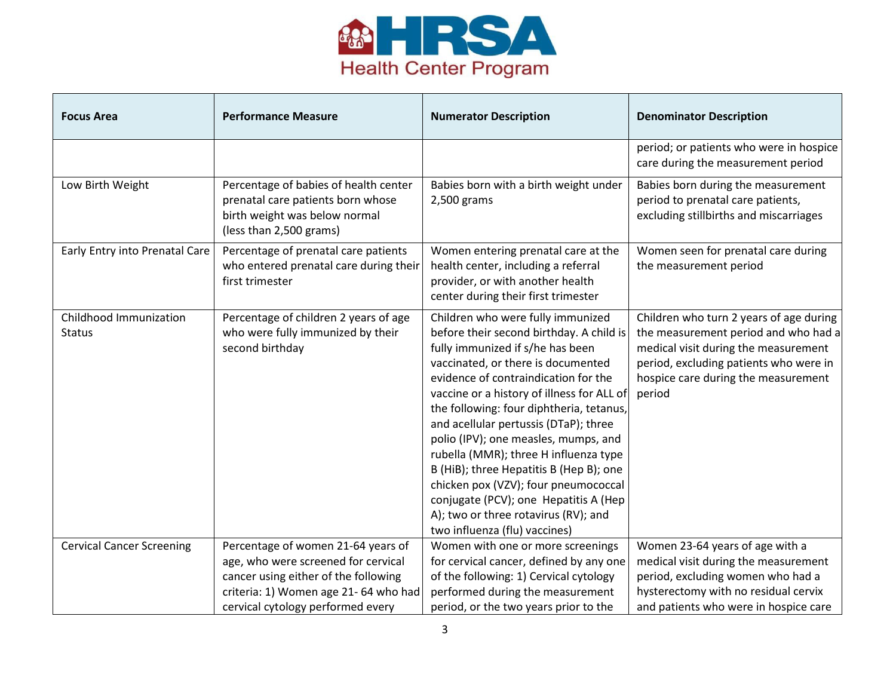| Focus Area | Performance Measure | Numerator Description | Denominator Description |
|---|---|---|---|
| | | | period; or patients who were in hospice care during the measurement period |
| Low Birth Weight | Percentage of babies of health center prenatal care patients born whose birth weight was below normal (less than 2,500 grams) | Babies born with a birth weight under 2,500 grams | Babies born during the measurement period to prenatal care patients, excluding stillbirths and miscarriages |
| Early Entry into Prenatal Care | Percentage of prenatal care patients who entered prenatal care during their first trimester | Women entering prenatal care at the health center, including a referral provider, or with another health center during their first trimester | Women seen for prenatal care during the measurement period |
| Childhood Immunization Status | Percentage of children 2 years of age who were fully immunized by their second birthday | Children who were fully immunized before their second birthday. A child is fully immunized if s/he has been vaccinated, or there is documented evidence of contraindication for the vaccine or a history of illness for ALL of the following: four diphtheria, tetanus, and acellular pertussis (DTaP); three polio (IPV); one measles, mumps, and rubella (MMR); three H influenza type B (HiB); three Hepatitis B (Hep B); one chicken pox (VZV); four pneumococcal conjugate (PCV); one Hepatitis A (Hep A); two or three rotavirus (RV); and two influenza (flu) vaccines) | Children who turn 2 years of age during the measurement period and who had a medical visit during the measurement period, excluding patients who were in hospice care during the measurement period |
| Cervical Cancer Screening | Percentage of women 21-64 years of age, who were screened for cervical cancer using either of the following criteria: 1) Women age 21- 64 who had cervical cytology performed every | Women with one or more screenings for cervical cancer, defined by any one of the following: 1) Cervical cytology performed during the measurement period, or the two years prior to the | Women 23-64 years of age with a medical visit during the measurement period, excluding women who had a hysterectomy with no residual cervix and patients who were in hospice care |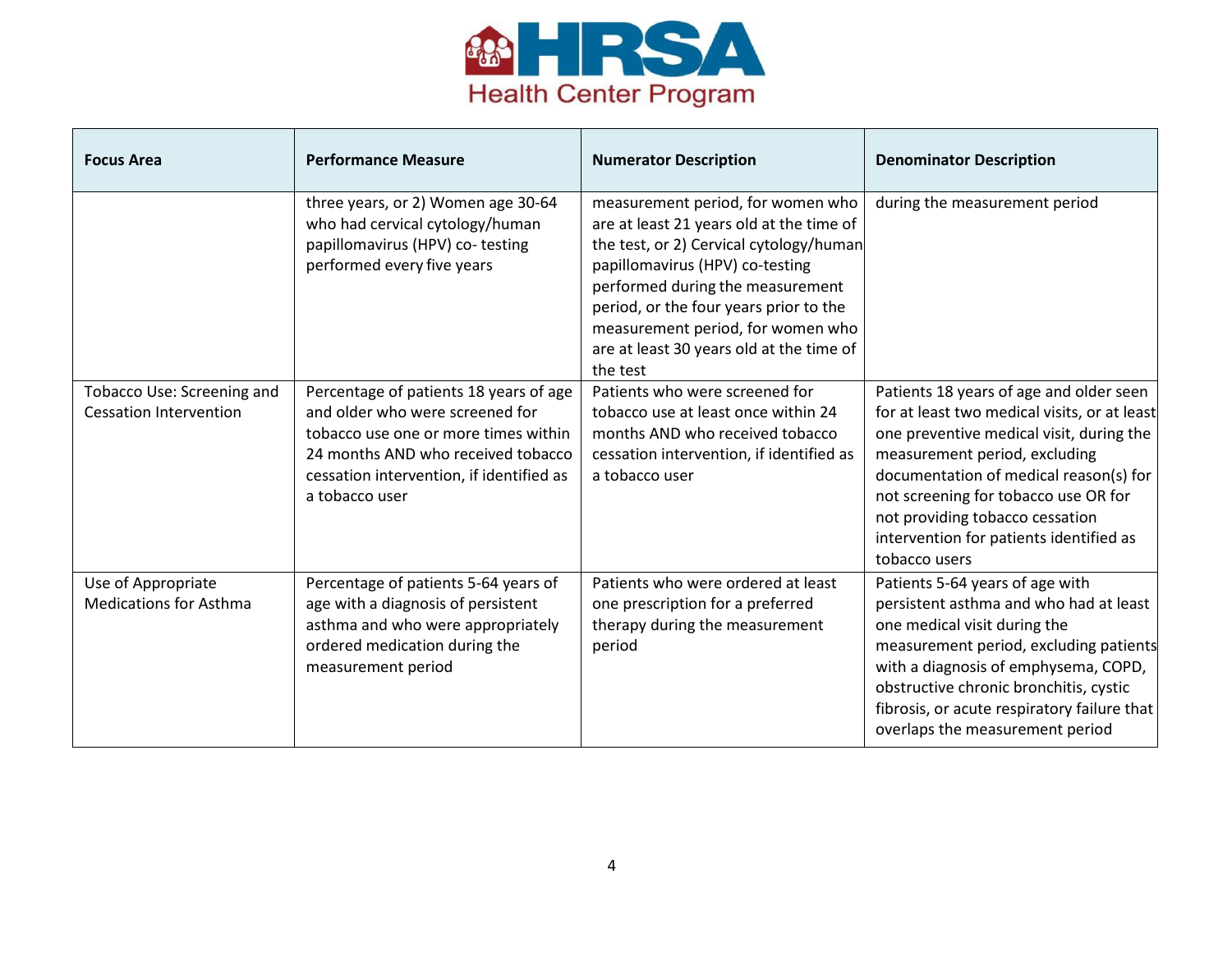| Focus Area | Performance Measure | Numerator Description | Denominator Description |
|---|---|---|---|
| | three years, or 2) Women age 30-64 who had cervical cytology/human papillomavirus (HPV) co- testing performed every five years | measurement period, for women who are at least 21 years old at the time of the test, or 2) Cervical cytology/human papillomavirus (HPV) co-testing performed during the measurement period, or the four years prior to the measurement period, for women who are at least 30 years old at the time of the test | during the measurement period |
| Tobacco Use: Screening and Cessation Intervention | Percentage of patients 18 years of age and older who were screened for tobacco use one or more times within 24 months AND who received tobacco cessation intervention, if identified as a tobacco user | Patients who were screened for tobacco use at least once within 24 months AND who received tobacco cessation intervention, if identified as a tobacco user | Patients 18 years of age and older seen for at least two medical visits, or at least one preventive medical visit, during the measurement period, excluding documentation of medical reason(s) for not screening for tobacco use OR for not providing tobacco cessation intervention for patients identified as tobacco users |
| Use of Appropriate Medications for Asthma | Percentage of patients 5-64 years of age with a diagnosis of persistent asthma and who were appropriately ordered medication during the measurement period | Patients who were ordered at least one prescription for a preferred therapy during the measurement period | Patients 5-64 years of age with persistent asthma and who had at least one medical visit during the measurement period, excluding patients with a diagnosis of emphysema, COPD, obstructive chronic bronchitis, cystic fibrosis, or acute respiratory failure that overlaps the measurement period |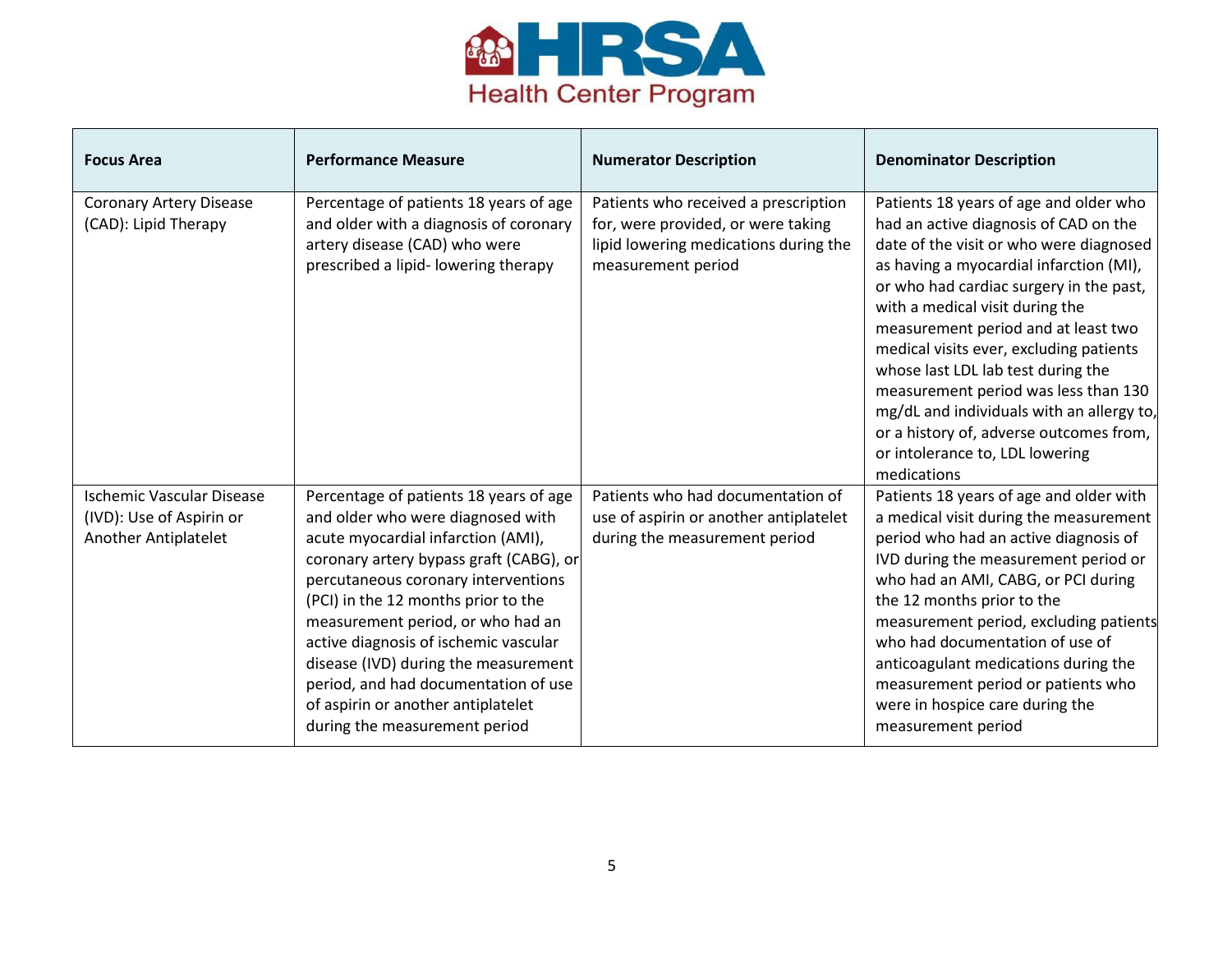| Focus Area | Performance Measure | Numerator Description | Denominator Description |
|---|---|---|---|
| Coronary Artery Disease (CAD): Lipid Therapy | Percentage of patients 18 years of age and older with a diagnosis of coronary artery disease (CAD) who were prescribed a lipid- lowering therapy | Patients who received a prescription for, were provided, or were taking lipid lowering medications during the measurement period | Patients 18 years of age and older who had an active diagnosis of CAD on the date of the visit or who were diagnosed as having a myocardial infarction (MI), or who had cardiac surgery in the past, with a medical visit during the measurement period and at least two medical visits ever, excluding patients whose last LDL lab test during the measurement period was less than 130 mg/dL and individuals with an allergy to, or a history of, adverse outcomes from, or intolerance to, LDL lowering medications |
| Ischemic Vascular Disease (IVD): Use of Aspirin or Another Antiplatelet | Percentage of patients 18 years of age and older who were diagnosed with acute myocardial infarction (AMI), coronary artery bypass graft (CABG), or percutaneous coronary interventions (PCI) in the 12 months prior to the measurement period, or who had an active diagnosis of ischemic vascular disease (IVD) during the measurement period, and had documentation of use of aspirin or another antiplatelet during the measurement period | Patients who had documentation of use of aspirin or another antiplatelet during the measurement period | Patients 18 years of age and older with a medical visit during the measurement period who had an active diagnosis of IVD during the measurement period or who had an AMI, CABG, or PCI during the 12 months prior to the measurement period, excluding patients who had documentation of use of anticoagulant medications during the measurement period or patients who were in hospice care during the measurement period |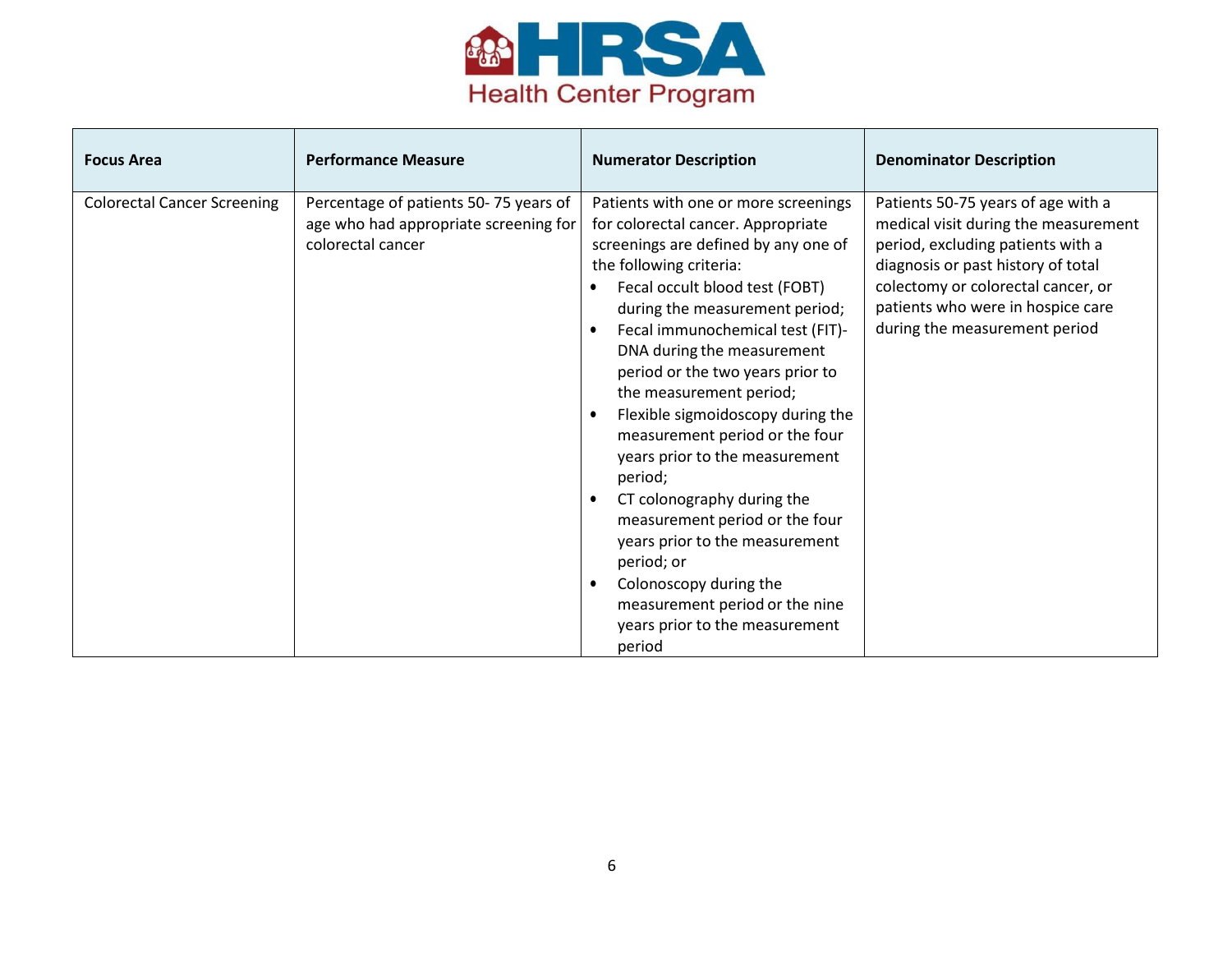| Focus Area | Performance Measure | Numerator Description | Denominator Description |
|---|---|---|---|
| Colorectal Cancer Screening | Percentage of patients 50- 75 years of age who had appropriate screening for colorectal cancer | Patients with one or more screenings for colorectal cancer. Appropriate screenings are defined by any one of the following criteria: <br>• Fecal occult blood test (FOBT) during the measurement period; <br>• Fecal immunochemical test (FIT)-DNA during the measurement period or the two years prior to the measurement period; <br>• Flexible sigmoidoscopy during the measurement period or the four years prior to the measurement period; <br>• CT colonography during the measurement period or the four years prior to the measurement period; or <br>• Colonoscopy during the measurement period or the nine years prior to the measurement period | Patients 50-75 years of age with a medical visit during the measurement period, excluding patients with a diagnosis or past history of total colectomy or colorectal cancer, or patients who were in hospice care during the measurement period |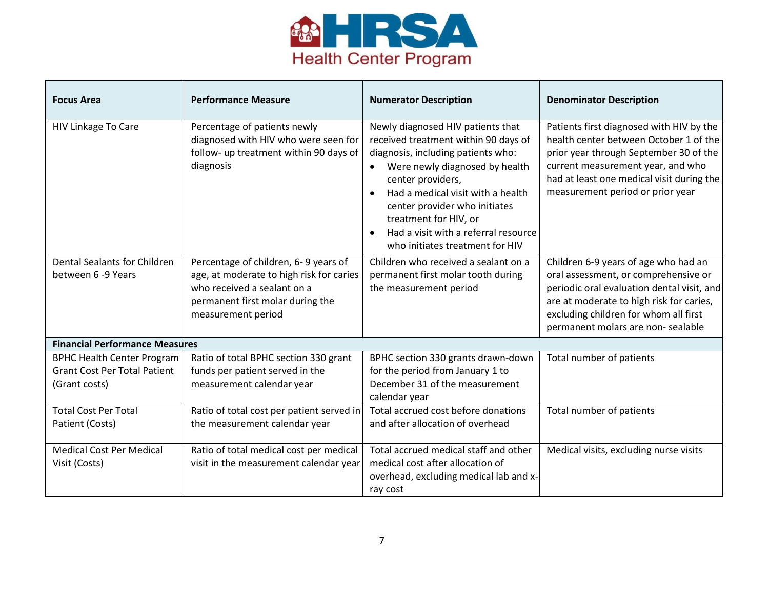| Focus Area | Performance Measure | Numerator Description | Denominator Description |
|---|---|---|---|
| HIV Linkage To Care | Percentage of patients newly diagnosed with HIV who were seen for follow- up treatment within 90 days of diagnosis | Newly diagnosed HIV patients that received treatment within 90 days of diagnosis, including patients who: • Were newly diagnosed by health center providers, • Had a medical visit with a health center provider who initiates treatment for HIV, or • Had a visit with a referral resource who initiates treatment for HIV | Patients first diagnosed with HIV by the health center between October 1 of the prior year through September 30 of the current measurement year, and who had at least one medical visit during the measurement period or prior year |
| Dental Sealants for Children between 6 -9 Years | Percentage of children, 6- 9 years of age, at moderate to high risk for caries who received a sealant on a permanent first molar during the measurement period | Children who received a sealant on a permanent first molar tooth during the measurement period | Children 6-9 years of age who had an oral assessment, or comprehensive or periodic oral evaluation dental visit, and are at moderate to high risk for caries, excluding children for whom all first permanent molars are non- sealable |
| **Financial Performance Measures** | | | |
| BPHC Health Center Program Grant Cost Per Total Patient (Grant costs) | Ratio of total BPHC section 330 grant funds per patient served in the measurement calendar year | BPHC section 330 grants drawn-down for the period from January 1 to December 31 of the measurement calendar year | Total number of patients |
| Total Cost Per Total Patient (Costs) | Ratio of total cost per patient served in the measurement calendar year | Total accrued cost before donations and after allocation of overhead | Total number of patients |
| Medical Cost Per Medical Visit (Costs) | Ratio of total medical cost per medical visit in the measurement calendar year | Total accrued medical staff and other medical cost after allocation of overhead, excluding medical lab and x-ray cost | Medical visits, excluding nurse visits |